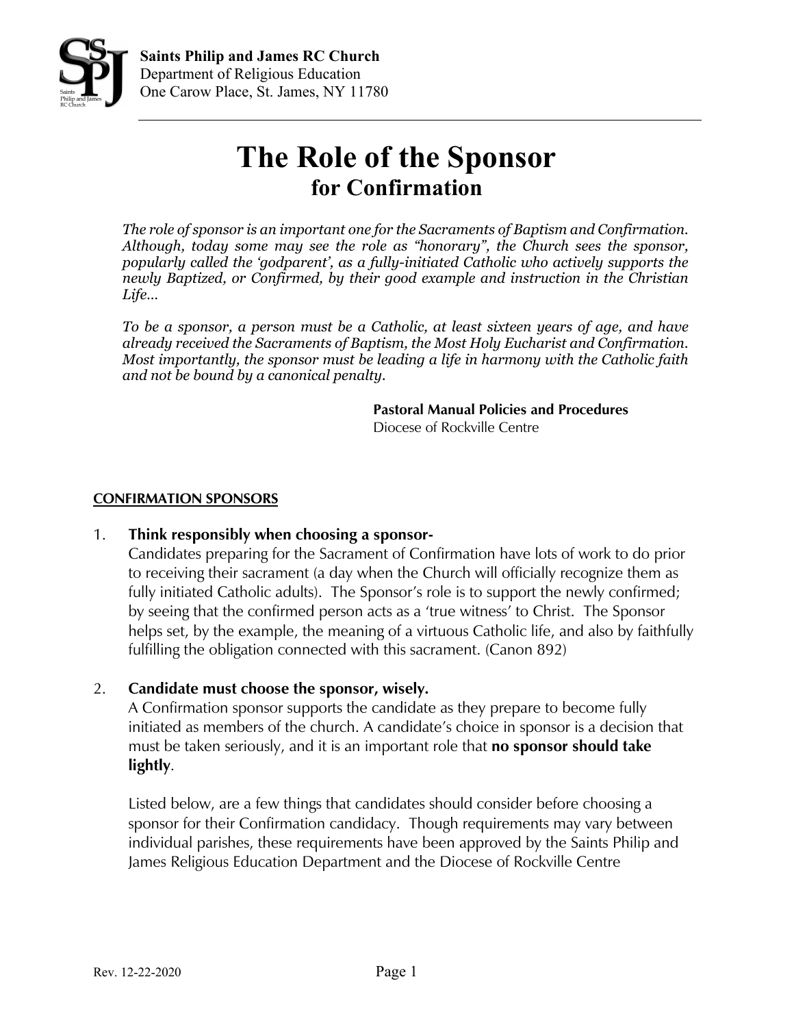**Saints Philip and James RC Church**
Department of Religious Education
One Carow Place, St. James, NY 11780

---

# The Role of the Sponsor
## for Confirmation

*The role of sponsor is an important one for the Sacraments of Baptism and Confirmation. Although, today some may see the role as "honorary", the Church sees the sponsor, popularly called the 'godparent', as a fully-initiated Catholic who actively supports the newly Baptized, or Confirmed, by their good example and instruction in the Christian Life...*

*To be a sponsor, a person must be a Catholic, at least sixteen years of age, and have already received the Sacraments of Baptism, the Most Holy Eucharist and Confirmation. Most importantly, the sponsor must be leading a life in harmony with the Catholic faith and not be bound by a canonical penalty.*

**Pastoral Manual Policies and Procedures**
Diocese of Rockville Centre

**CONFIRMATION SPONSORS**

1. **Think responsibly when choosing a sponsor-**
   Candidates preparing for the Sacrament of Confirmation have lots of work to do prior to receiving their sacrament (a day when the Church will officially recognize them as fully initiated Catholic adults). The Sponsor's role is to support the newly confirmed; by seeing that the confirmed person acts as a 'true witness' to Christ. The Sponsor helps set, by the example, the meaning of a virtuous Catholic life, and also by faithfully fulfilling the obligation connected with this sacrament. (Canon 892)

2. **Candidate must choose the sponsor, wisely.**
   A Confirmation sponsor supports the candidate as they prepare to become fully initiated as members of the church. A candidate's choice in sponsor is a decision that must be taken seriously, and it is an important role that **no sponsor should take lightly**.

   Listed below, are a few things that candidates should consider before choosing a sponsor for their Confirmation candidacy. Though requirements may vary between individual parishes, these requirements have been approved by the Saints Philip and James Religious Education Department and the Diocese of Rockville Centre

Rev. 12-22-2020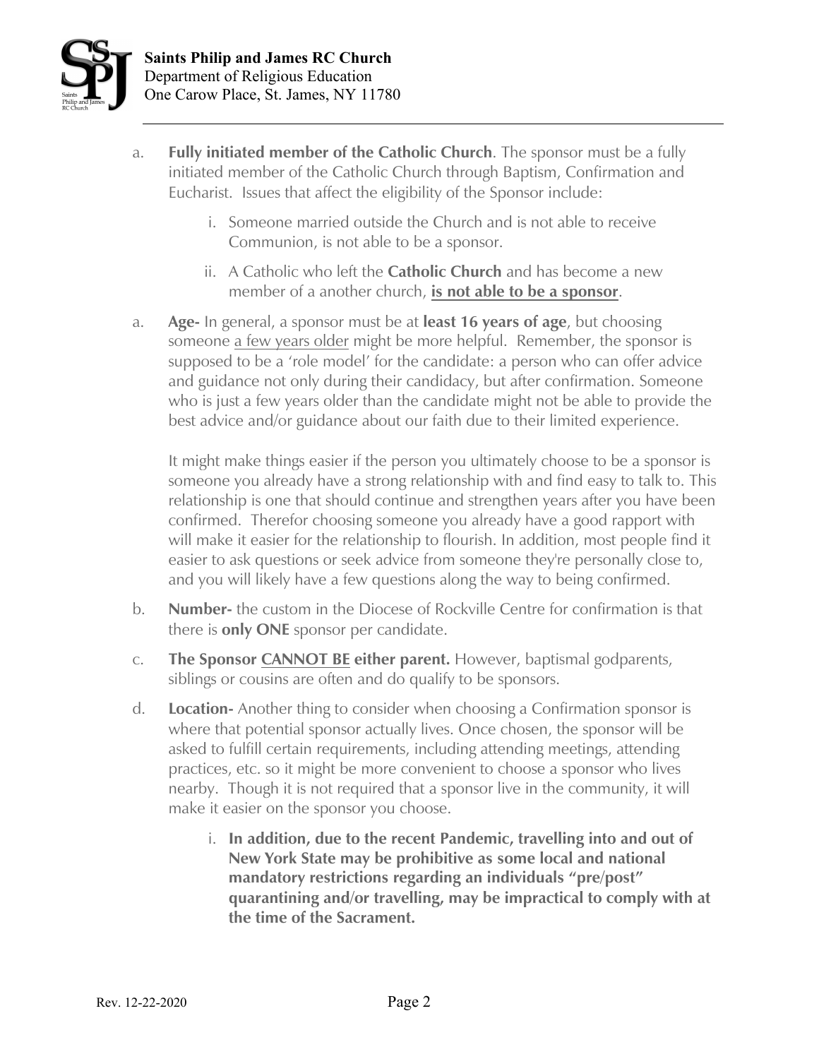a. **Fully initiated member of the Catholic Church**. The sponsor must be a fully initiated member of the Catholic Church through Baptism, Confirmation and Eucharist. Issues that affect the eligibility of the Sponsor include:

   i. Someone married outside the Church and is not able to receive Communion, is not able to be a sponsor.

   ii. A Catholic who left the **Catholic Church** and has become a new member of a another church, **<u>is not able to be a sponsor</u>**.

a. **Age-** In general, a sponsor must be at **least 16 years of age**, but choosing someone <u>a few years older</u> might be more helpful. Remember, the sponsor is supposed to be a 'role model' for the candidate: a person who can offer advice and guidance not only during their candidacy, but after confirmation. Someone who is just a few years older than the candidate might not be able to provide the best advice and/or guidance about our faith due to their limited experience.

   It might make things easier if the person you ultimately choose to be a sponsor is someone you already have a strong relationship with and find easy to talk to. This relationship is one that should continue and strengthen years after you have been confirmed. Therefor choosing someone you already have a good rapport with will make it easier for the relationship to flourish. In addition, most people find it easier to ask questions or seek advice from someone they're personally close to, and you will likely have a few questions along the way to being confirmed.

b. **Number-** the custom in the Diocese of Rockville Centre for confirmation is that there is **only ONE** sponsor per candidate.

c. **The Sponsor <u>CANNOT BE</u> either parent.** However, baptismal godparents, siblings or cousins are often and do qualify to be sponsors.

d. **Location-** Another thing to consider when choosing a Confirmation sponsor is where that potential sponsor actually lives. Once chosen, the sponsor will be asked to fulfill certain requirements, including attending meetings, attending practices, etc. so it might be more convenient to choose a sponsor who lives nearby. Though it is not required that a sponsor live in the community, it will make it easier on the sponsor you choose.

   i. **In addition, due to the recent Pandemic, travelling into and out of New York State may be prohibitive as some local and national mandatory restrictions regarding an individuals "pre/post" quarantining and/or travelling, may be impractical to comply with at the time of the Sacrament.**